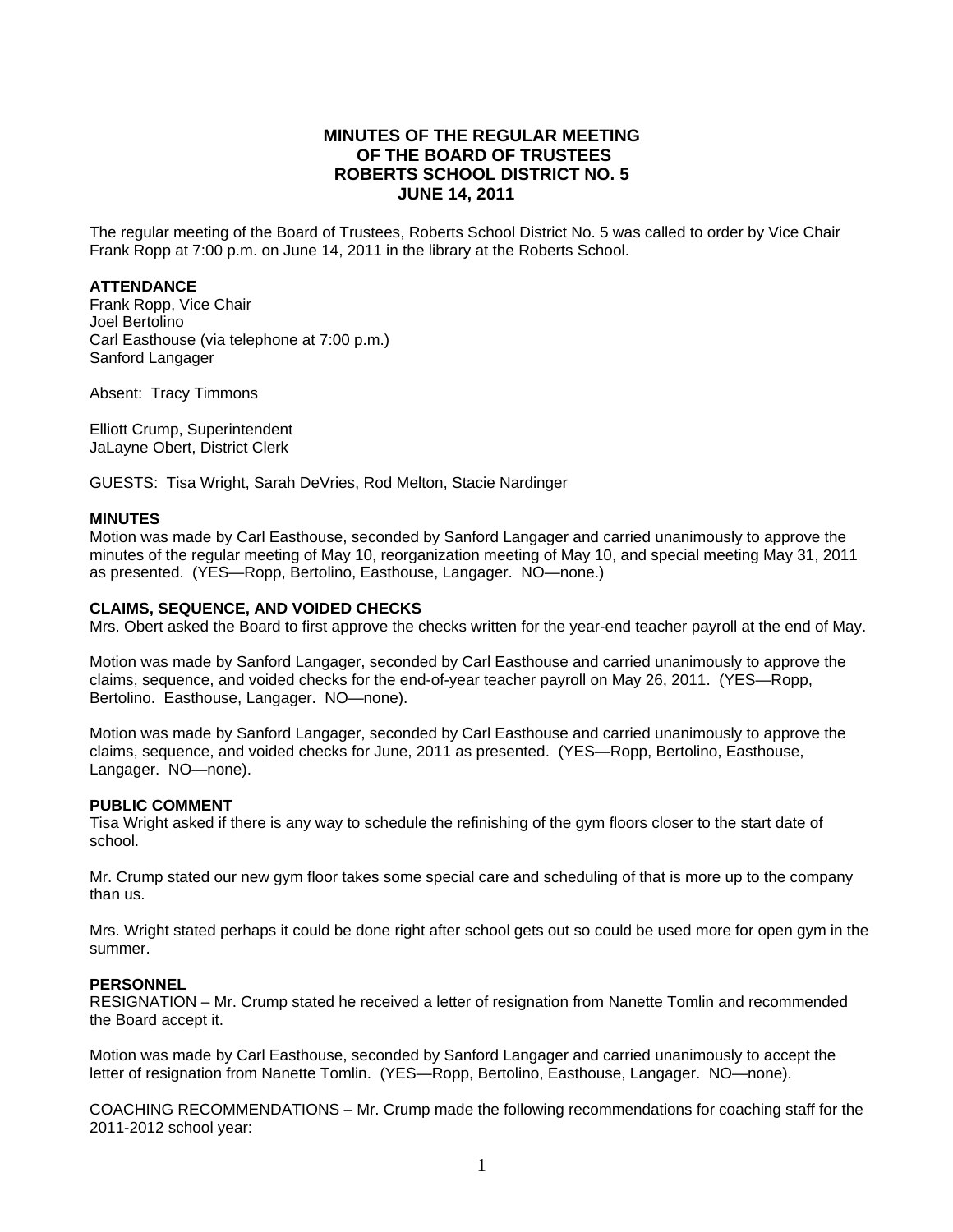# MINUTES OF THE REGULAR MEETING OF THE BOARD OF TRUSTEES ROBERTS SCHOOL DISTRICT NO. 5 JUNE 14, 2011

The regular meeting of the Board of Trustees, Roberts School District No. 5 was called to order by Vice Chair Frank Ropp at 7:00 p.m. on June 14, 2011 in the library at the Roberts School.

**ATTENDANCE**

Frank Ropp, Vice Chair
Joel Bertolino
Carl Easthouse (via telephone at 7:00 p.m.)
Sanford Langager

Absent: Tracy Timmons

Elliott Crump, Superintendent
JaLayne Obert, District Clerk

GUESTS: Tisa Wright, Sarah DeVries, Rod Melton, Stacie Nardinger

**MINUTES**

Motion was made by Carl Easthouse, seconded by Sanford Langager and carried unanimously to approve the minutes of the regular meeting of May 10, reorganization meeting of May 10, and special meeting May 31, 2011 as presented. (YES—Ropp, Bertolino, Easthouse, Langager. NO—none.)

**CLAIMS, SEQUENCE, AND VOIDED CHECKS**

Mrs. Obert asked the Board to first approve the checks written for the year-end teacher payroll at the end of May.

Motion was made by Sanford Langager, seconded by Carl Easthouse and carried unanimously to approve the claims, sequence, and voided checks for the end-of-year teacher payroll on May 26, 2011. (YES—Ropp, Bertolino. Easthouse, Langager. NO—none).

Motion was made by Sanford Langager, seconded by Carl Easthouse and carried unanimously to approve the claims, sequence, and voided checks for June, 2011 as presented. (YES—Ropp, Bertolino, Easthouse, Langager. NO—none).

**PUBLIC COMMENT**

Tisa Wright asked if there is any way to schedule the refinishing of the gym floors closer to the start date of school.

Mr. Crump stated our new gym floor takes some special care and scheduling of that is more up to the company than us.

Mrs. Wright stated perhaps it could be done right after school gets out so could be used more for open gym in the summer.

**PERSONNEL**

RESIGNATION – Mr. Crump stated he received a letter of resignation from Nanette Tomlin and recommended the Board accept it.

Motion was made by Carl Easthouse, seconded by Sanford Langager and carried unanimously to accept the letter of resignation from Nanette Tomlin. (YES—Ropp, Bertolino, Easthouse, Langager. NO—none).

COACHING RECOMMENDATIONS – Mr. Crump made the following recommendations for coaching staff for the 2011-2012 school year: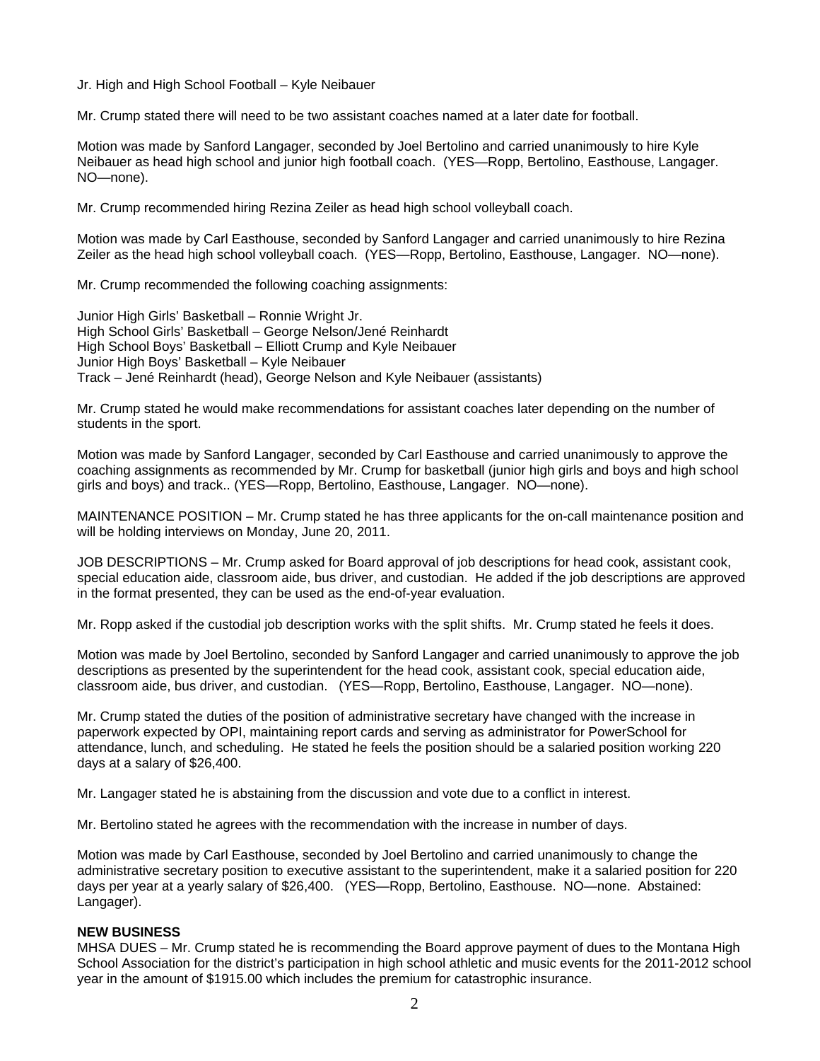Jr. High and High School Football – Kyle Neibauer

Mr. Crump stated there will need to be two assistant coaches named at a later date for football.

Motion was made by Sanford Langager, seconded by Joel Bertolino and carried unanimously to hire Kyle Neibauer as head high school and junior high football coach. (YES—Ropp, Bertolino, Easthouse, Langager. NO—none).

Mr. Crump recommended hiring Rezina Zeiler as head high school volleyball coach.

Motion was made by Carl Easthouse, seconded by Sanford Langager and carried unanimously to hire Rezina Zeiler as the head high school volleyball coach. (YES—Ropp, Bertolino, Easthouse, Langager. NO—none).

Mr. Crump recommended the following coaching assignments:

Junior High Girls' Basketball – Ronnie Wright Jr.
High School Girls' Basketball – George Nelson/Jené Reinhardt
High School Boys' Basketball – Elliott Crump and Kyle Neibauer
Junior High Boys' Basketball – Kyle Neibauer
Track – Jené Reinhardt (head), George Nelson and Kyle Neibauer (assistants)

Mr. Crump stated he would make recommendations for assistant coaches later depending on the number of students in the sport.

Motion was made by Sanford Langager, seconded by Carl Easthouse and carried unanimously to approve the coaching assignments as recommended by Mr. Crump for basketball (junior high girls and boys and high school girls and boys) and track.. (YES—Ropp, Bertolino, Easthouse, Langager. NO—none).

MAINTENANCE POSITION – Mr. Crump stated he has three applicants for the on-call maintenance position and will be holding interviews on Monday, June 20, 2011.

JOB DESCRIPTIONS – Mr. Crump asked for Board approval of job descriptions for head cook, assistant cook, special education aide, classroom aide, bus driver, and custodian. He added if the job descriptions are approved in the format presented, they can be used as the end-of-year evaluation.

Mr. Ropp asked if the custodial job description works with the split shifts. Mr. Crump stated he feels it does.

Motion was made by Joel Bertolino, seconded by Sanford Langager and carried unanimously to approve the job descriptions as presented by the superintendent for the head cook, assistant cook, special education aide, classroom aide, bus driver, and custodian. (YES—Ropp, Bertolino, Easthouse, Langager. NO—none).

Mr. Crump stated the duties of the position of administrative secretary have changed with the increase in paperwork expected by OPI, maintaining report cards and serving as administrator for PowerSchool for attendance, lunch, and scheduling. He stated he feels the position should be a salaried position working 220 days at a salary of $26,400.

Mr. Langager stated he is abstaining from the discussion and vote due to a conflict in interest.

Mr. Bertolino stated he agrees with the recommendation with the increase in number of days.

Motion was made by Carl Easthouse, seconded by Joel Bertolino and carried unanimously to change the administrative secretary position to executive assistant to the superintendent, make it a salaried position for 220 days per year at a yearly salary of $26,400. (YES—Ropp, Bertolino, Easthouse. NO—none. Abstained: Langager).

**NEW BUSINESS**

MHSA DUES – Mr. Crump stated he is recommending the Board approve payment of dues to the Montana High School Association for the district's participation in high school athletic and music events for the 2011-2012 school year in the amount of $1915.00 which includes the premium for catastrophic insurance.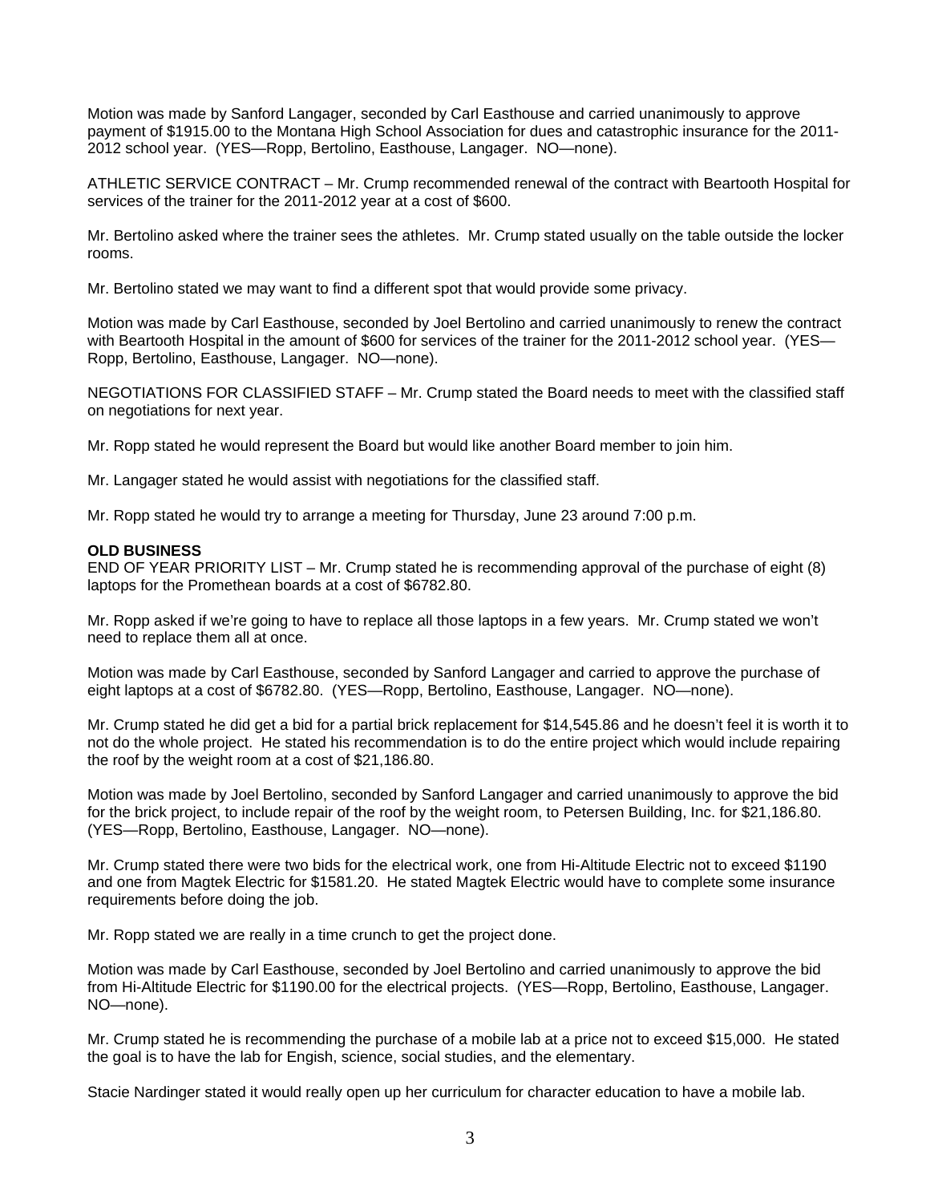Motion was made by Sanford Langager, seconded by Carl Easthouse and carried unanimously to approve payment of $1915.00 to the Montana High School Association for dues and catastrophic insurance for the 2011-2012 school year. (YES—Ropp, Bertolino, Easthouse, Langager. NO—none).

ATHLETIC SERVICE CONTRACT – Mr. Crump recommended renewal of the contract with Beartooth Hospital for services of the trainer for the 2011-2012 year at a cost of $600.

Mr. Bertolino asked where the trainer sees the athletes. Mr. Crump stated usually on the table outside the locker rooms.

Mr. Bertolino stated we may want to find a different spot that would provide some privacy.

Motion was made by Carl Easthouse, seconded by Joel Bertolino and carried unanimously to renew the contract with Beartooth Hospital in the amount of $600 for services of the trainer for the 2011-2012 school year. (YES—Ropp, Bertolino, Easthouse, Langager. NO—none).

NEGOTIATIONS FOR CLASSIFIED STAFF – Mr. Crump stated the Board needs to meet with the classified staff on negotiations for next year.

Mr. Ropp stated he would represent the Board but would like another Board member to join him.

Mr. Langager stated he would assist with negotiations for the classified staff.

Mr. Ropp stated he would try to arrange a meeting for Thursday, June 23 around 7:00 p.m.

**OLD BUSINESS**

END OF YEAR PRIORITY LIST – Mr. Crump stated he is recommending approval of the purchase of eight (8) laptops for the Promethean boards at a cost of $6782.80.

Mr. Ropp asked if we're going to have to replace all those laptops in a few years. Mr. Crump stated we won't need to replace them all at once.

Motion was made by Carl Easthouse, seconded by Sanford Langager and carried to approve the purchase of eight laptops at a cost of $6782.80. (YES—Ropp, Bertolino, Easthouse, Langager. NO—none).

Mr. Crump stated he did get a bid for a partial brick replacement for $14,545.86 and he doesn't feel it is worth it to not do the whole project. He stated his recommendation is to do the entire project which would include repairing the roof by the weight room at a cost of $21,186.80.

Motion was made by Joel Bertolino, seconded by Sanford Langager and carried unanimously to approve the bid for the brick project, to include repair of the roof by the weight room, to Petersen Building, Inc. for $21,186.80. (YES—Ropp, Bertolino, Easthouse, Langager. NO—none).

Mr. Crump stated there were two bids for the electrical work, one from Hi-Altitude Electric not to exceed $1190 and one from Magtek Electric for $1581.20. He stated Magtek Electric would have to complete some insurance requirements before doing the job.

Mr. Ropp stated we are really in a time crunch to get the project done.

Motion was made by Carl Easthouse, seconded by Joel Bertolino and carried unanimously to approve the bid from Hi-Altitude Electric for $1190.00 for the electrical projects. (YES—Ropp, Bertolino, Easthouse, Langager. NO—none).

Mr. Crump stated he is recommending the purchase of a mobile lab at a price not to exceed $15,000. He stated the goal is to have the lab for Engish, science, social studies, and the elementary.

Stacie Nardinger stated it would really open up her curriculum for character education to have a mobile lab.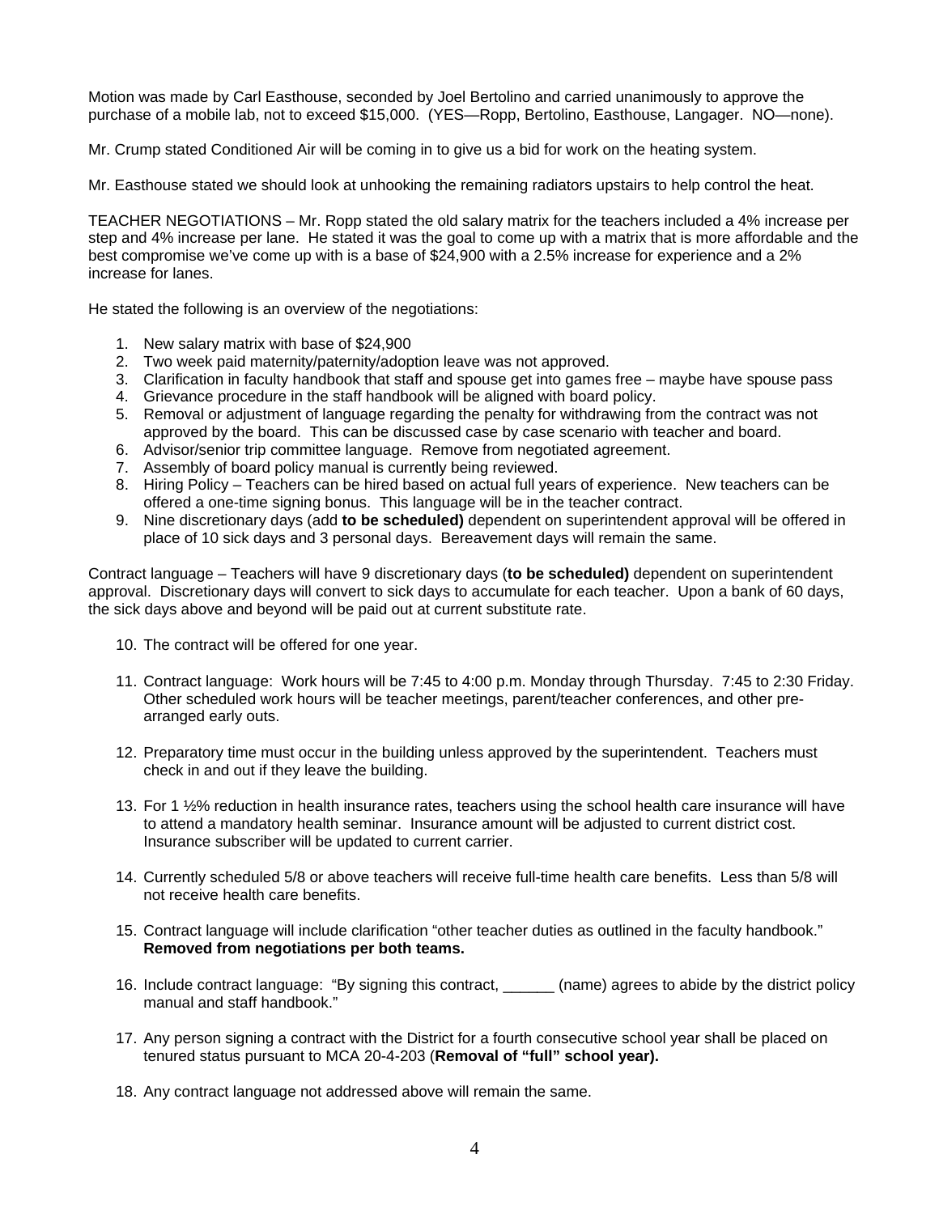Motion was made by Carl Easthouse, seconded by Joel Bertolino and carried unanimously to approve the purchase of a mobile lab, not to exceed $15,000. (YES—Ropp, Bertolino, Easthouse, Langager. NO—none).

Mr. Crump stated Conditioned Air will be coming in to give us a bid for work on the heating system.

Mr. Easthouse stated we should look at unhooking the remaining radiators upstairs to help control the heat.

TEACHER NEGOTIATIONS – Mr. Ropp stated the old salary matrix for the teachers included a 4% increase per step and 4% increase per lane. He stated it was the goal to come up with a matrix that is more affordable and the best compromise we've come up with is a base of $24,900 with a 2.5% increase for experience and a 2% increase for lanes.

He stated the following is an overview of the negotiations:

1. New salary matrix with base of $24,900
2. Two week paid maternity/paternity/adoption leave was not approved.
3. Clarification in faculty handbook that staff and spouse get into games free – maybe have spouse pass
4. Grievance procedure in the staff handbook will be aligned with board policy.
5. Removal or adjustment of language regarding the penalty for withdrawing from the contract was not approved by the board. This can be discussed case by case scenario with teacher and board.
6. Advisor/senior trip committee language. Remove from negotiated agreement.
7. Assembly of board policy manual is currently being reviewed.
8. Hiring Policy – Teachers can be hired based on actual full years of experience. New teachers can be offered a one-time signing bonus. This language will be in the teacher contract.
9. Nine discretionary days (add **to be scheduled)** dependent on superintendent approval will be offered in place of 10 sick days and 3 personal days. Bereavement days will remain the same.

Contract language – Teachers will have 9 discretionary days (**to be scheduled)** dependent on superintendent approval. Discretionary days will convert to sick days to accumulate for each teacher. Upon a bank of 60 days, the sick days above and beyond will be paid out at current substitute rate.

10. The contract will be offered for one year.

11. Contract language: Work hours will be 7:45 to 4:00 p.m. Monday through Thursday. 7:45 to 2:30 Friday. Other scheduled work hours will be teacher meetings, parent/teacher conferences, and other pre-arranged early outs.

12. Preparatory time must occur in the building unless approved by the superintendent. Teachers must check in and out if they leave the building.

13. For 1 ½% reduction in health insurance rates, teachers using the school health care insurance will have to attend a mandatory health seminar. Insurance amount will be adjusted to current district cost. Insurance subscriber will be updated to current carrier.

14. Currently scheduled 5/8 or above teachers will receive full-time health care benefits. Less than 5/8 will not receive health care benefits.

15. Contract language will include clarification "other teacher duties as outlined in the faculty handbook." **Removed from negotiations per both teams.**

16. Include contract language: "By signing this contract, ______ (name) agrees to abide by the district policy manual and staff handbook."

17. Any person signing a contract with the District for a fourth consecutive school year shall be placed on tenured status pursuant to MCA 20-4-203 (**Removal of "full" school year).**

18. Any contract language not addressed above will remain the same.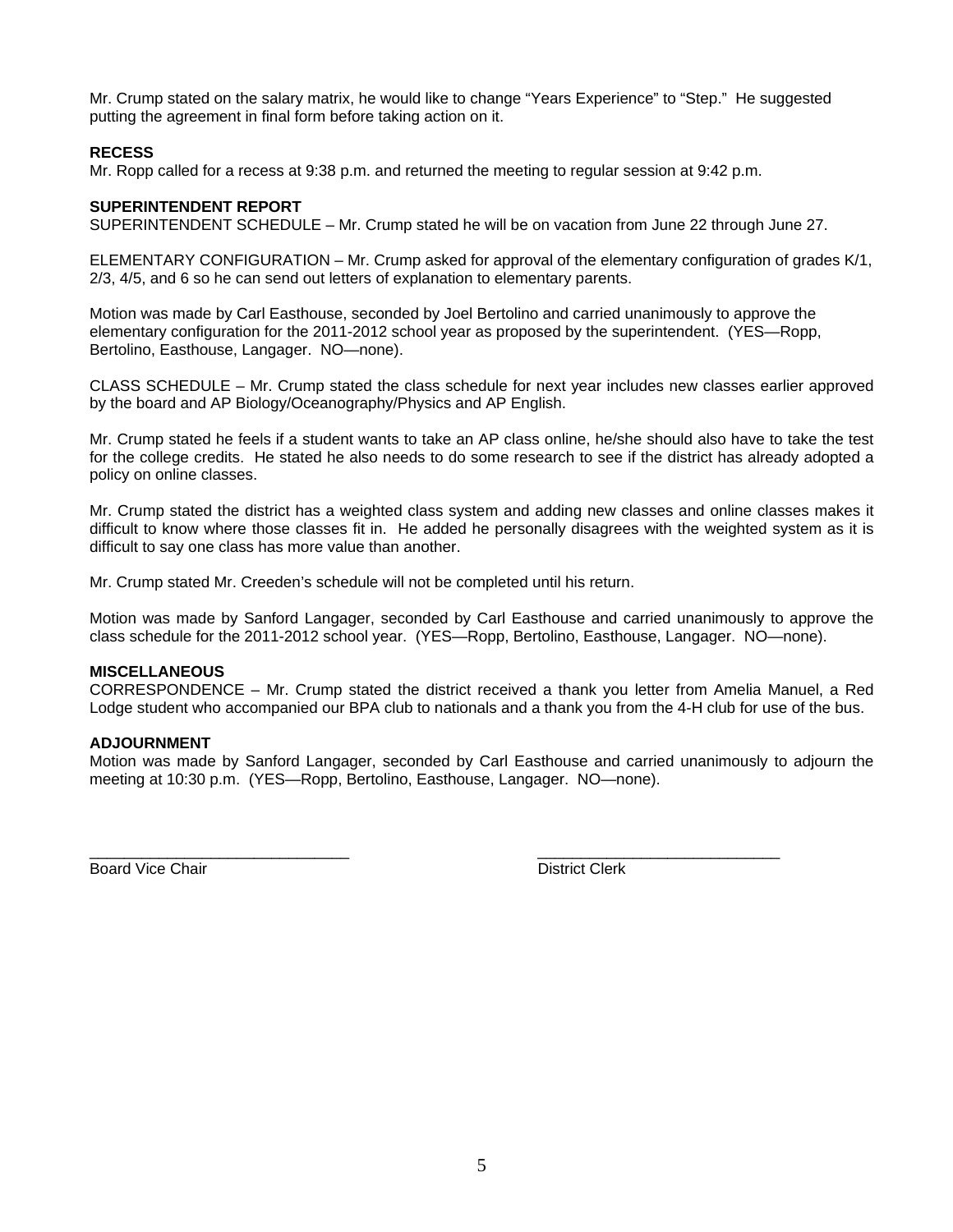Mr. Crump stated on the salary matrix, he would like to change “Years Experience” to “Step.” He suggested putting the agreement in final form before taking action on it.

**RECESS**
Mr. Ropp called for a recess at 9:38 p.m. and returned the meeting to regular session at 9:42 p.m.

**SUPERINTENDENT REPORT**
SUPERINTENDENT SCHEDULE – Mr. Crump stated he will be on vacation from June 22 through June 27.

ELEMENTARY CONFIGURATION – Mr. Crump asked for approval of the elementary configuration of grades K/1, 2/3, 4/5, and 6 so he can send out letters of explanation to elementary parents.

Motion was made by Carl Easthouse, seconded by Joel Bertolino and carried unanimously to approve the elementary configuration for the 2011-2012 school year as proposed by the superintendent. (YES—Ropp, Bertolino, Easthouse, Langager. NO—none).

CLASS SCHEDULE – Mr. Crump stated the class schedule for next year includes new classes earlier approved by the board and AP Biology/Oceanography/Physics and AP English.

Mr. Crump stated he feels if a student wants to take an AP class online, he/she should also have to take the test for the college credits. He stated he also needs to do some research to see if the district has already adopted a policy on online classes.

Mr. Crump stated the district has a weighted class system and adding new classes and online classes makes it difficult to know where those classes fit in. He added he personally disagrees with the weighted system as it is difficult to say one class has more value than another.

Mr. Crump stated Mr. Creeden’s schedule will not be completed until his return.

Motion was made by Sanford Langager, seconded by Carl Easthouse and carried unanimously to approve the class schedule for the 2011-2012 school year. (YES—Ropp, Bertolino, Easthouse, Langager. NO—none).

**MISCELLANEOUS**
CORRESPONDENCE – Mr. Crump stated the district received a thank you letter from Amelia Manuel, a Red Lodge student who accompanied our BPA club to nationals and a thank you from the 4-H club for use of the bus.

**ADJOURNMENT**
Motion was made by Sanford Langager, seconded by Carl Easthouse and carried unanimously to adjourn the meeting at 10:30 p.m. (YES—Ropp, Bertolino, Easthouse, Langager. NO—none).

______________________________ ______________________________
Board Vice Chair District Clerk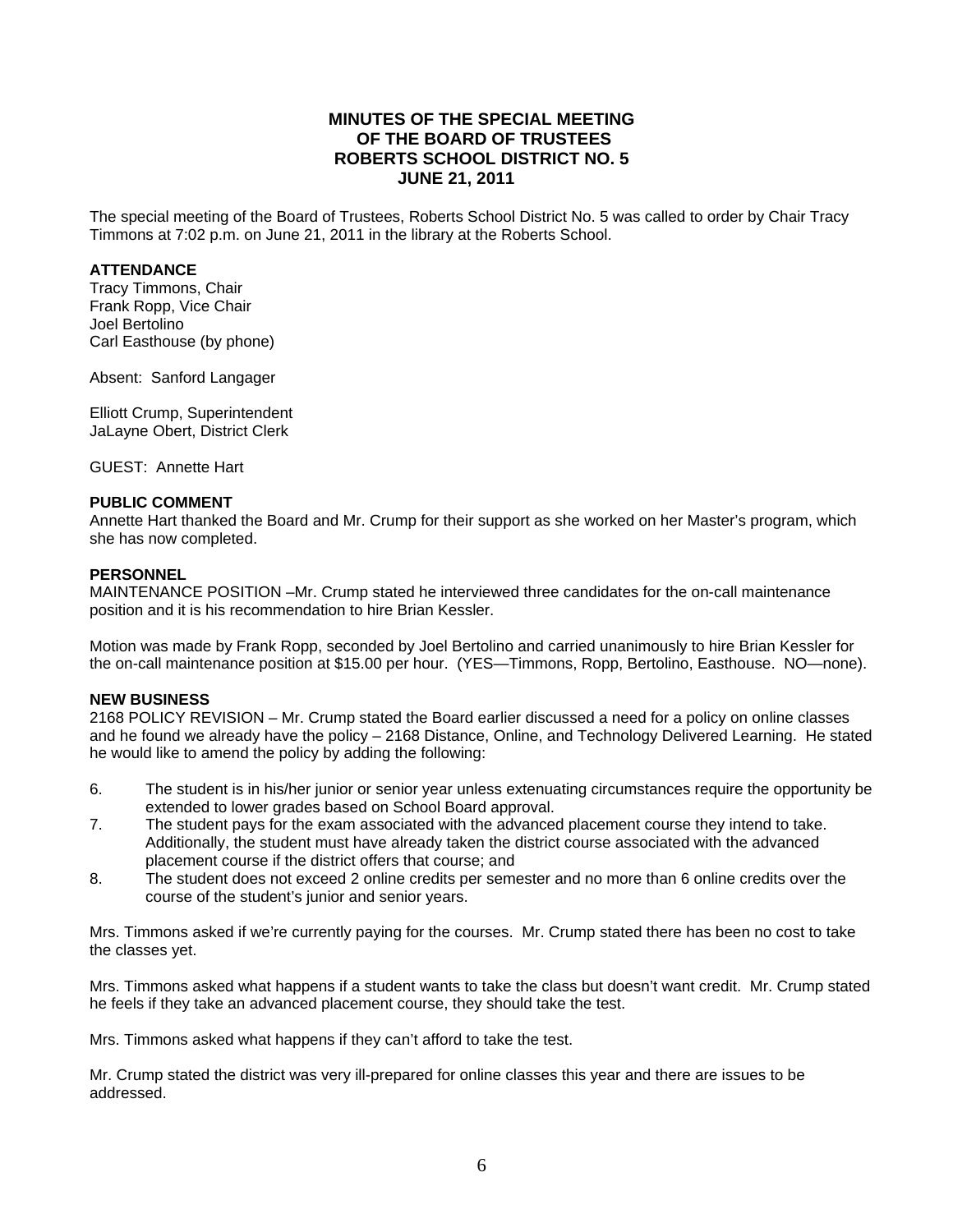# MINUTES OF THE SPECIAL MEETING OF THE BOARD OF TRUSTEES ROBERTS SCHOOL DISTRICT NO. 5 JUNE 21, 2011

The special meeting of the Board of Trustees, Roberts School District No. 5 was called to order by Chair Tracy Timmons at 7:02 p.m. on June 21, 2011 in the library at the Roberts School.

**ATTENDANCE**

Tracy Timmons, Chair
Frank Ropp, Vice Chair
Joel Bertolino
Carl Easthouse (by phone)

Absent: Sanford Langager

Elliott Crump, Superintendent
JaLayne Obert, District Clerk

GUEST: Annette Hart

**PUBLIC COMMENT**

Annette Hart thanked the Board and Mr. Crump for their support as she worked on her Master's program, which she has now completed.

**PERSONNEL**

MAINTENANCE POSITION –Mr. Crump stated he interviewed three candidates for the on-call maintenance position and it is his recommendation to hire Brian Kessler.

Motion was made by Frank Ropp, seconded by Joel Bertolino and carried unanimously to hire Brian Kessler for the on-call maintenance position at $15.00 per hour. (YES—Timmons, Ropp, Bertolino, Easthouse. NO—none).

**NEW BUSINESS**

2168 POLICY REVISION – Mr. Crump stated the Board earlier discussed a need for a policy on online classes and he found we already have the policy – 2168 Distance, Online, and Technology Delivered Learning. He stated he would like to amend the policy by adding the following:

6. The student is in his/her junior or senior year unless extenuating circumstances require the opportunity be extended to lower grades based on School Board approval.
7. The student pays for the exam associated with the advanced placement course they intend to take. Additionally, the student must have already taken the district course associated with the advanced placement course if the district offers that course; and
8. The student does not exceed 2 online credits per semester and no more than 6 online credits over the course of the student's junior and senior years.

Mrs. Timmons asked if we're currently paying for the courses. Mr. Crump stated there has been no cost to take the classes yet.

Mrs. Timmons asked what happens if a student wants to take the class but doesn't want credit. Mr. Crump stated he feels if they take an advanced placement course, they should take the test.

Mrs. Timmons asked what happens if they can't afford to take the test.

Mr. Crump stated the district was very ill-prepared for online classes this year and there are issues to be addressed.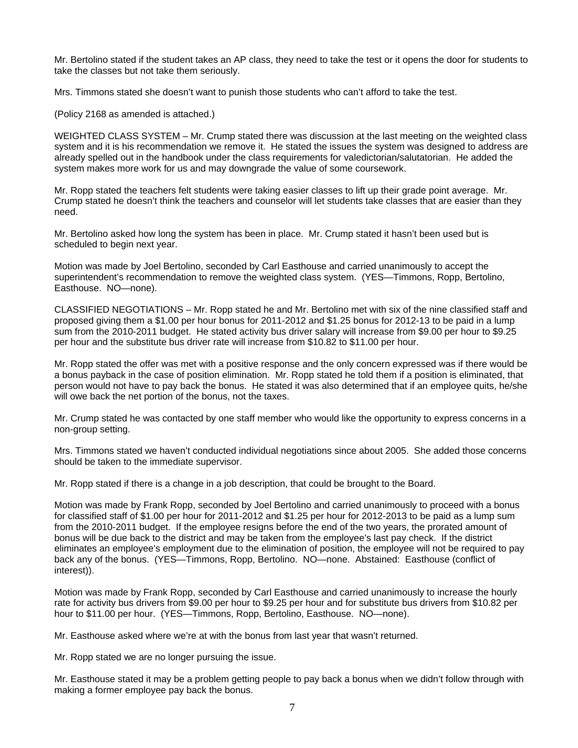Mr. Bertolino stated if the student takes an AP class, they need to take the test or it opens the door for students to take the classes but not take them seriously.

Mrs. Timmons stated she doesn't want to punish those students who can't afford to take the test.

(Policy 2168 as amended is attached.)

WEIGHTED CLASS SYSTEM – Mr. Crump stated there was discussion at the last meeting on the weighted class system and it is his recommendation we remove it. He stated the issues the system was designed to address are already spelled out in the handbook under the class requirements for valedictorian/salutatorian. He added the system makes more work for us and may downgrade the value of some coursework.

Mr. Ropp stated the teachers felt students were taking easier classes to lift up their grade point average. Mr. Crump stated he doesn't think the teachers and counselor will let students take classes that are easier than they need.

Mr. Bertolino asked how long the system has been in place. Mr. Crump stated it hasn't been used but is scheduled to begin next year.

Motion was made by Joel Bertolino, seconded by Carl Easthouse and carried unanimously to accept the superintendent's recommendation to remove the weighted class system. (YES—Timmons, Ropp, Bertolino, Easthouse. NO—none).

CLASSIFIED NEGOTIATIONS – Mr. Ropp stated he and Mr. Bertolino met with six of the nine classified staff and proposed giving them a $1.00 per hour bonus for 2011-2012 and $1.25 bonus for 2012-13 to be paid in a lump sum from the 2010-2011 budget. He stated activity bus driver salary will increase from $9.00 per hour to $9.25 per hour and the substitute bus driver rate will increase from $10.82 to $11.00 per hour.

Mr. Ropp stated the offer was met with a positive response and the only concern expressed was if there would be a bonus payback in the case of position elimination. Mr. Ropp stated he told them if a position is eliminated, that person would not have to pay back the bonus. He stated it was also determined that if an employee quits, he/she will owe back the net portion of the bonus, not the taxes.

Mr. Crump stated he was contacted by one staff member who would like the opportunity to express concerns in a non-group setting.

Mrs. Timmons stated we haven't conducted individual negotiations since about 2005. She added those concerns should be taken to the immediate supervisor.

Mr. Ropp stated if there is a change in a job description, that could be brought to the Board.

Motion was made by Frank Ropp, seconded by Joel Bertolino and carried unanimously to proceed with a bonus for classified staff of $1.00 per hour for 2011-2012 and $1.25 per hour for 2012-2013 to be paid as a lump sum from the 2010-2011 budget. If the employee resigns before the end of the two years, the prorated amount of bonus will be due back to the district and may be taken from the employee's last pay check. If the district eliminates an employee's employment due to the elimination of position, the employee will not be required to pay back any of the bonus. (YES—Timmons, Ropp, Bertolino. NO—none. Abstained: Easthouse (conflict of interest)).

Motion was made by Frank Ropp, seconded by Carl Easthouse and carried unanimously to increase the hourly rate for activity bus drivers from $9.00 per hour to $9.25 per hour and for substitute bus drivers from $10.82 per hour to $11.00 per hour. (YES—Timmons, Ropp, Bertolino, Easthouse. NO—none).

Mr. Easthouse asked where we're at with the bonus from last year that wasn't returned.

Mr. Ropp stated we are no longer pursuing the issue.

Mr. Easthouse stated it may be a problem getting people to pay back a bonus when we didn't follow through with making a former employee pay back the bonus.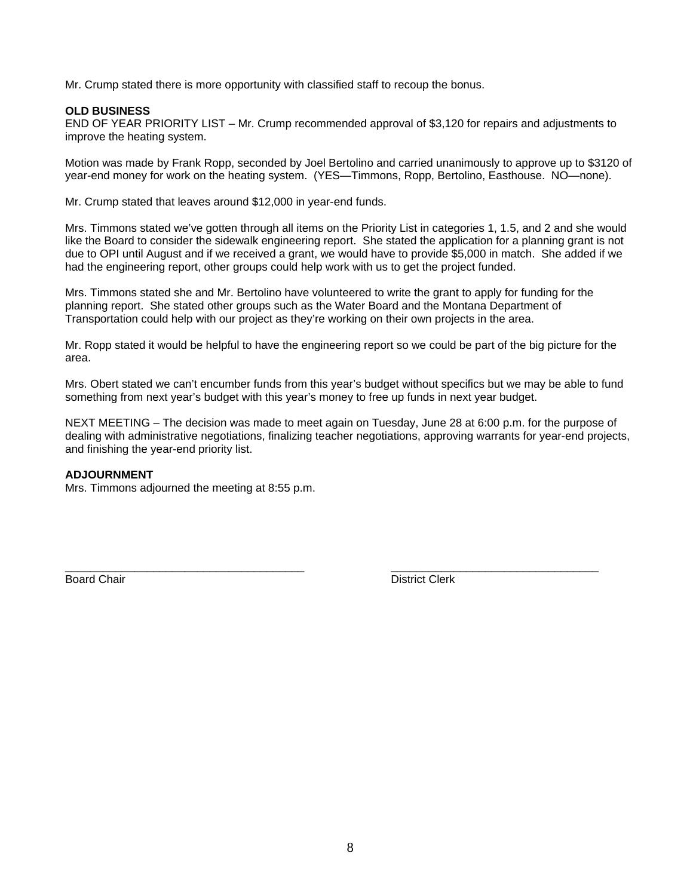Mr. Crump stated there is more opportunity with classified staff to recoup the bonus.

**OLD BUSINESS**

END OF YEAR PRIORITY LIST – Mr. Crump recommended approval of $3,120 for repairs and adjustments to improve the heating system.

Motion was made by Frank Ropp, seconded by Joel Bertolino and carried unanimously to approve up to $3120 of year-end money for work on the heating system. (YES—Timmons, Ropp, Bertolino, Easthouse. NO—none).

Mr. Crump stated that leaves around $12,000 in year-end funds.

Mrs. Timmons stated we've gotten through all items on the Priority List in categories 1, 1.5, and 2 and she would like the Board to consider the sidewalk engineering report. She stated the application for a planning grant is not due to OPI until August and if we received a grant, we would have to provide $5,000 in match. She added if we had the engineering report, other groups could help work with us to get the project funded.

Mrs. Timmons stated she and Mr. Bertolino have volunteered to write the grant to apply for funding for the planning report. She stated other groups such as the Water Board and the Montana Department of Transportation could help with our project as they're working on their own projects in the area.

Mr. Ropp stated it would be helpful to have the engineering report so we could be part of the big picture for the area.

Mrs. Obert stated we can't encumber funds from this year's budget without specifics but we may be able to fund something from next year's budget with this year's money to free up funds in next year budget.

NEXT MEETING – The decision was made to meet again on Tuesday, June 28 at 6:00 p.m. for the purpose of dealing with administrative negotiations, finalizing teacher negotiations, approving warrants for year-end projects, and finishing the year-end priority list.

**ADJOURNMENT**

Mrs. Timmons adjourned the meeting at 8:55 p.m.

\_\_\_\_\_\_\_\_\_\_\_\_\_\_\_\_\_\_\_\_\_\_\_\_\_\_\_\_\_\_\_\_\_\_\_\_\_\_ \_\_\_\_\_\_\_\_\_\_\_\_\_\_\_\_\_\_\_\_\_\_\_\_\_\_\_\_\_\_\_\_\_\_

Board Chair District Clerk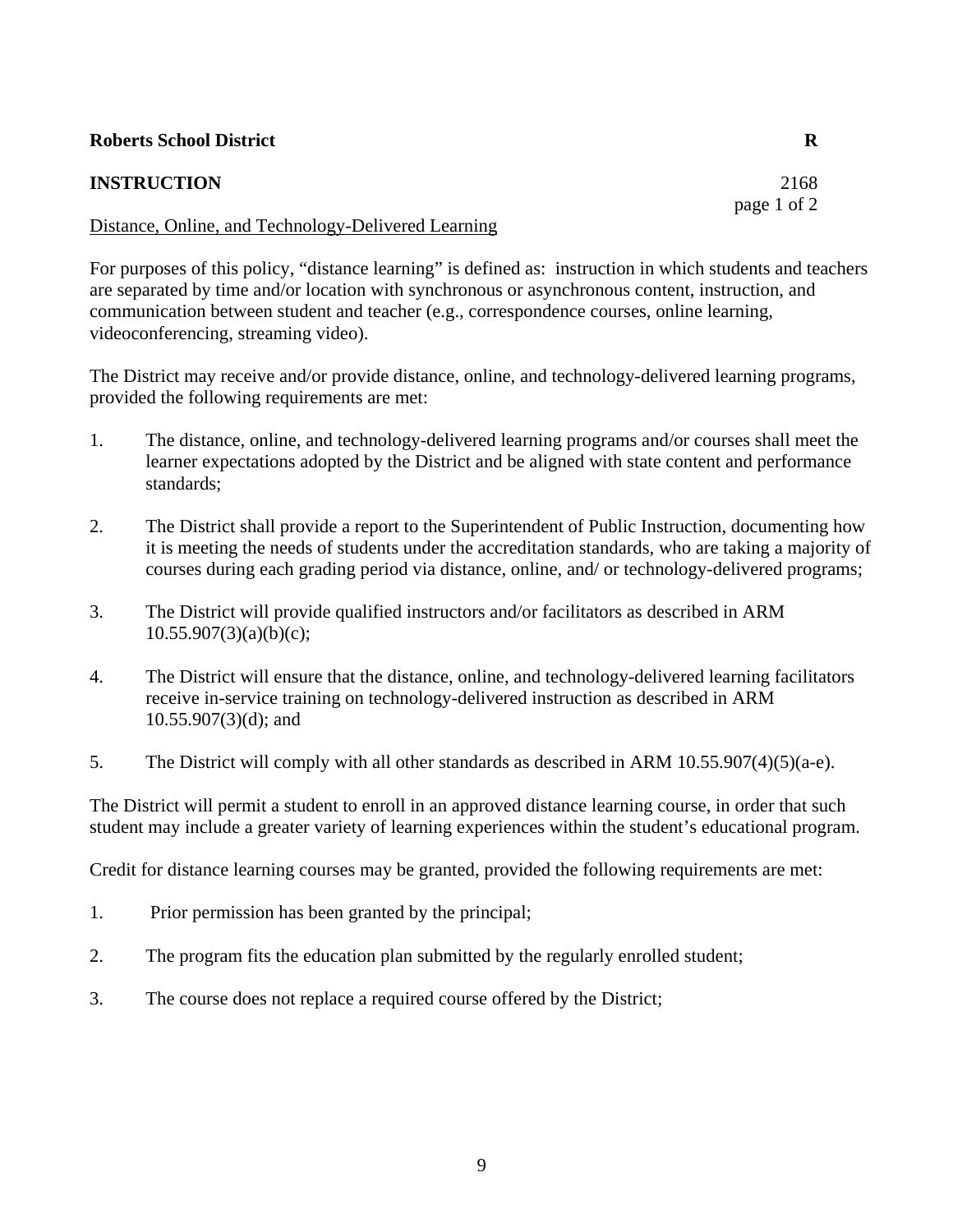**Roberts School District** **R**

**INSTRUCTION** 2168

Distance, Online, and Technology-Delivered Learning

For purposes of this policy, "distance learning" is defined as: instruction in which students and teachers are separated by time and/or location with synchronous or asynchronous content, instruction, and communication between student and teacher (e.g., correspondence courses, online learning, videoconferencing, streaming video).

The District may receive and/or provide distance, online, and technology-delivered learning programs, provided the following requirements are met:

1. The distance, online, and technology-delivered learning programs and/or courses shall meet the learner expectations adopted by the District and be aligned with state content and performance standards;

2. The District shall provide a report to the Superintendent of Public Instruction, documenting how it is meeting the needs of students under the accreditation standards, who are taking a majority of courses during each grading period via distance, online, and/ or technology-delivered programs;

3. The District will provide qualified instructors and/or facilitators as described in ARM 10.55.907(3)(a)(b)(c);

4. The District will ensure that the distance, online, and technology-delivered learning facilitators receive in-service training on technology-delivered instruction as described in ARM 10.55.907(3)(d); and

5. The District will comply with all other standards as described in ARM 10.55.907(4)(5)(a-e).

The District will permit a student to enroll in an approved distance learning course, in order that such student may include a greater variety of learning experiences within the student's educational program.

Credit for distance learning courses may be granted, provided the following requirements are met:

1. Prior permission has been granted by the principal;

2. The program fits the education plan submitted by the regularly enrolled student;

3. The course does not replace a required course offered by the District;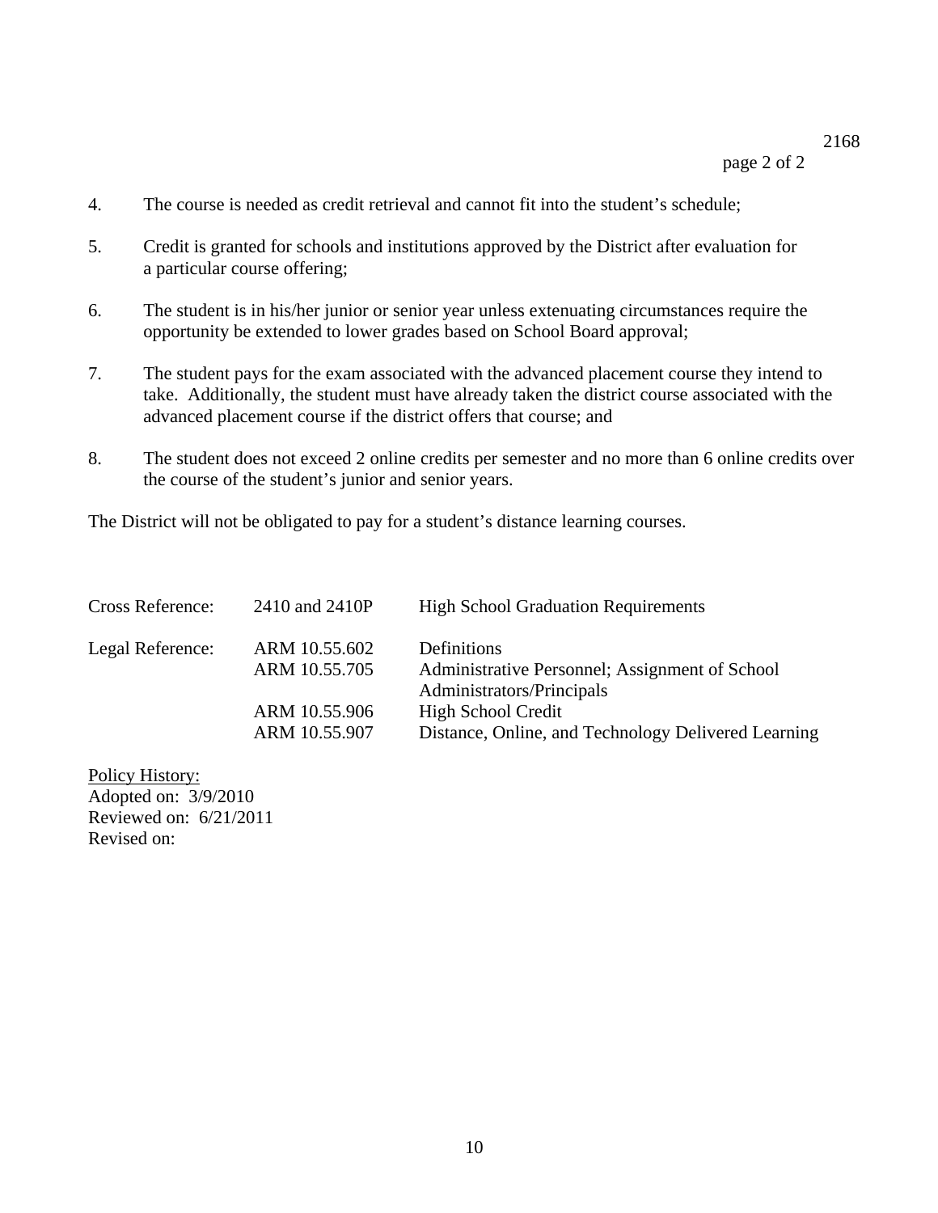4. The course is needed as credit retrieval and cannot fit into the student's schedule;

5. Credit is granted for schools and institutions approved by the District after evaluation for a particular course offering;

6. The student is in his/her junior or senior year unless extenuating circumstances require the opportunity be extended to lower grades based on School Board approval;

7. The student pays for the exam associated with the advanced placement course they intend to take. Additionally, the student must have already taken the district course associated with the advanced placement course if the district offers that course; and

8. The student does not exceed 2 online credits per semester and no more than 6 online credits over the course of the student's junior and senior years.

The District will not be obligated to pay for a student's distance learning courses.

| | | |
|---|---|---|
| Cross Reference: | 2410 and 2410P | High School Graduation Requirements |
| Legal Reference: | ARM 10.55.602 | Definitions |
| | ARM 10.55.705 | Administrative Personnel; Assignment of School Administrators/Principals |
| | ARM 10.55.906 | High School Credit |
| | ARM 10.55.907 | Distance, Online, and Technology Delivered Learning |

Policy History:
Adopted on: 3/9/2010
Reviewed on: 6/21/2011
Revised on: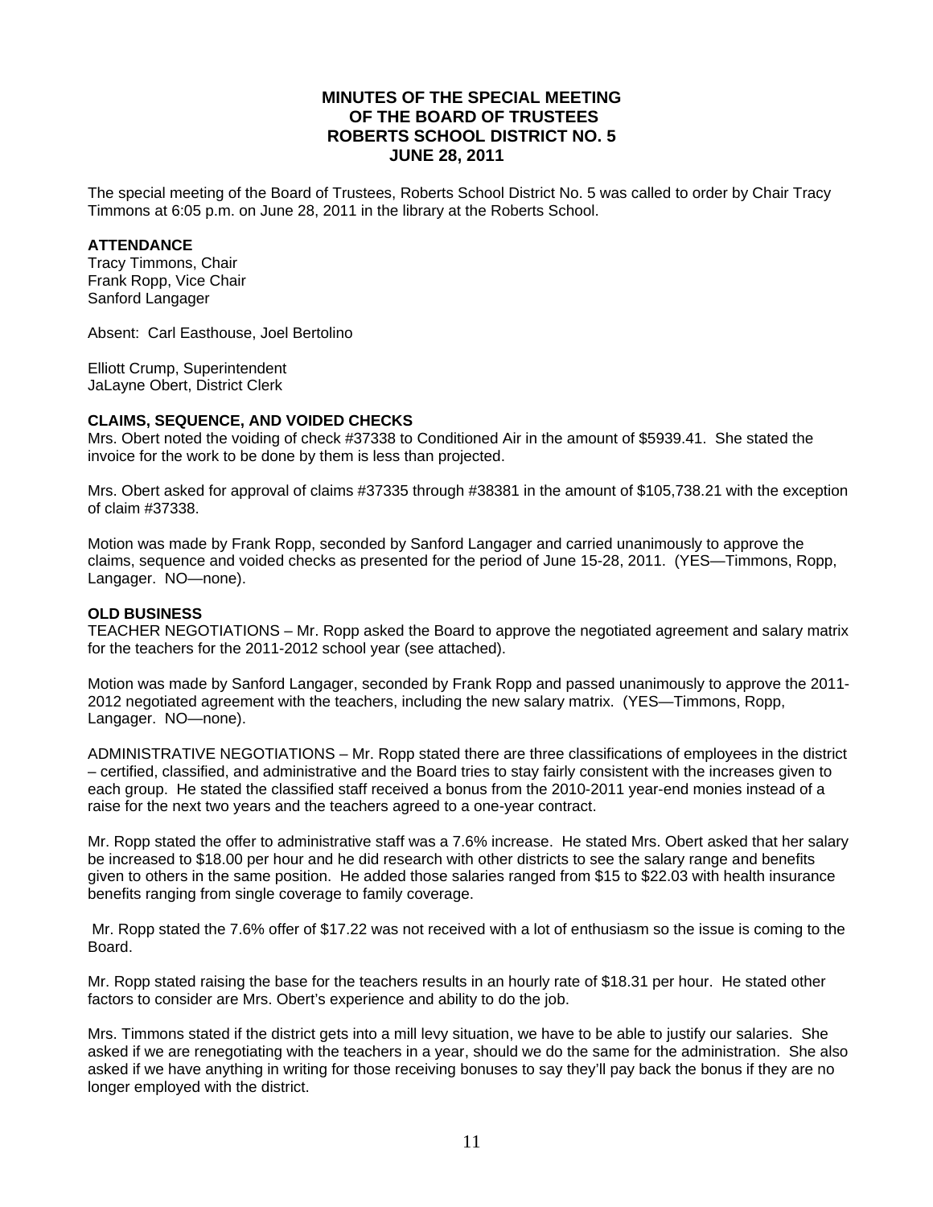# MINUTES OF THE SPECIAL MEETING OF THE BOARD OF TRUSTEES ROBERTS SCHOOL DISTRICT NO. 5 JUNE 28, 2011

The special meeting of the Board of Trustees, Roberts School District No. 5 was called to order by Chair Tracy Timmons at 6:05 p.m. on June 28, 2011 in the library at the Roberts School.

**ATTENDANCE**

Tracy Timmons, Chair
Frank Ropp, Vice Chair
Sanford Langager

Absent: Carl Easthouse, Joel Bertolino

Elliott Crump, Superintendent
JaLayne Obert, District Clerk

**CLAIMS, SEQUENCE, AND VOIDED CHECKS**

Mrs. Obert noted the voiding of check #37338 to Conditioned Air in the amount of $5939.41. She stated the invoice for the work to be done by them is less than projected.

Mrs. Obert asked for approval of claims #37335 through #38381 in the amount of $105,738.21 with the exception of claim #37338.

Motion was made by Frank Ropp, seconded by Sanford Langager and carried unanimously to approve the claims, sequence and voided checks as presented for the period of June 15-28, 2011. (YES—Timmons, Ropp, Langager. NO—none).

**OLD BUSINESS**

TEACHER NEGOTIATIONS – Mr. Ropp asked the Board to approve the negotiated agreement and salary matrix for the teachers for the 2011-2012 school year (see attached).

Motion was made by Sanford Langager, seconded by Frank Ropp and passed unanimously to approve the 2011-2012 negotiated agreement with the teachers, including the new salary matrix. (YES—Timmons, Ropp, Langager. NO—none).

ADMINISTRATIVE NEGOTIATIONS – Mr. Ropp stated there are three classifications of employees in the district – certified, classified, and administrative and the Board tries to stay fairly consistent with the increases given to each group. He stated the classified staff received a bonus from the 2010-2011 year-end monies instead of a raise for the next two years and the teachers agreed to a one-year contract.

Mr. Ropp stated the offer to administrative staff was a 7.6% increase. He stated Mrs. Obert asked that her salary be increased to $18.00 per hour and he did research with other districts to see the salary range and benefits given to others in the same position. He added those salaries ranged from $15 to $22.03 with health insurance benefits ranging from single coverage to family coverage.

Mr. Ropp stated the 7.6% offer of $17.22 was not received with a lot of enthusiasm so the issue is coming to the Board.

Mr. Ropp stated raising the base for the teachers results in an hourly rate of $18.31 per hour. He stated other factors to consider are Mrs. Obert's experience and ability to do the job.

Mrs. Timmons stated if the district gets into a mill levy situation, we have to be able to justify our salaries. She asked if we are renegotiating with the teachers in a year, should we do the same for the administration. She also asked if we have anything in writing for those receiving bonuses to say they'll pay back the bonus if they are no longer employed with the district.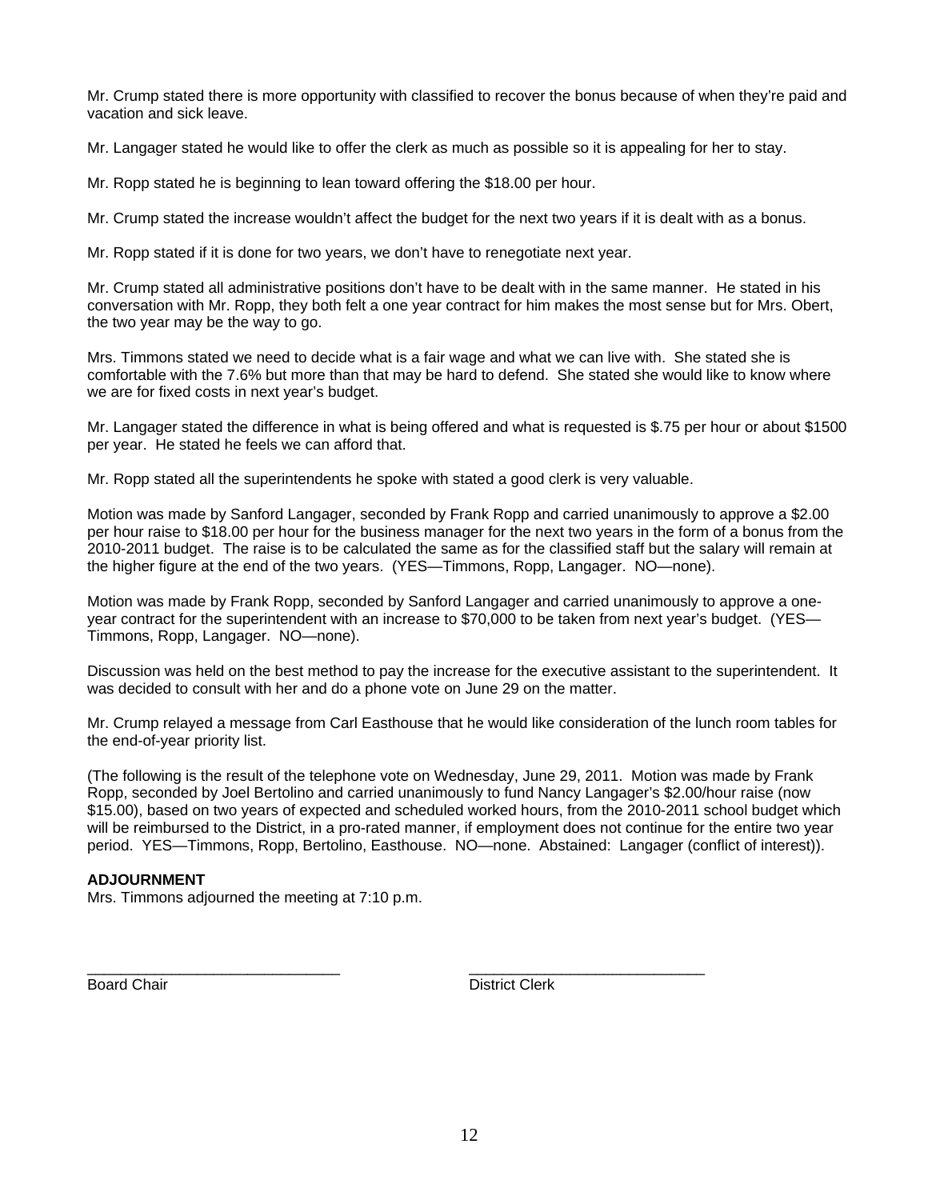Mr. Crump stated there is more opportunity with classified to recover the bonus because of when they're paid and vacation and sick leave.

Mr. Langager stated he would like to offer the clerk as much as possible so it is appealing for her to stay.

Mr. Ropp stated he is beginning to lean toward offering the $18.00 per hour.

Mr. Crump stated the increase wouldn't affect the budget for the next two years if it is dealt with as a bonus.

Mr. Ropp stated if it is done for two years, we don't have to renegotiate next year.

Mr. Crump stated all administrative positions don't have to be dealt with in the same manner. He stated in his conversation with Mr. Ropp, they both felt a one year contract for him makes the most sense but for Mrs. Obert, the two year may be the way to go.

Mrs. Timmons stated we need to decide what is a fair wage and what we can live with. She stated she is comfortable with the 7.6% but more than that may be hard to defend. She stated she would like to know where we are for fixed costs in next year's budget.

Mr. Langager stated the difference in what is being offered and what is requested is $.75 per hour or about $1500 per year. He stated he feels we can afford that.

Mr. Ropp stated all the superintendents he spoke with stated a good clerk is very valuable.

Motion was made by Sanford Langager, seconded by Frank Ropp and carried unanimously to approve a $2.00 per hour raise to $18.00 per hour for the business manager for the next two years in the form of a bonus from the 2010-2011 budget. The raise is to be calculated the same as for the classified staff but the salary will remain at the higher figure at the end of the two years. (YES—Timmons, Ropp, Langager. NO—none).

Motion was made by Frank Ropp, seconded by Sanford Langager and carried unanimously to approve a one-year contract for the superintendent with an increase to $70,000 to be taken from next year's budget. (YES—Timmons, Ropp, Langager. NO—none).

Discussion was held on the best method to pay the increase for the executive assistant to the superintendent. It was decided to consult with her and do a phone vote on June 29 on the matter.

Mr. Crump relayed a message from Carl Easthouse that he would like consideration of the lunch room tables for the end-of-year priority list.

(The following is the result of the telephone vote on Wednesday, June 29, 2011. Motion was made by Frank Ropp, seconded by Joel Bertolino and carried unanimously to fund Nancy Langager's $2.00/hour raise (now $15.00), based on two years of expected and scheduled worked hours, from the 2010-2011 school budget which will be reimbursed to the District, in a pro-rated manner, if employment does not continue for the entire two year period. YES—Timmons, Ropp, Bertolino, Easthouse. NO—none. Abstained: Langager (conflict of interest)).

**ADJOURNMENT**
Mrs. Timmons adjourned the meeting at 7:10 p.m.

_____________________________ _____________________________
Board Chair District Clerk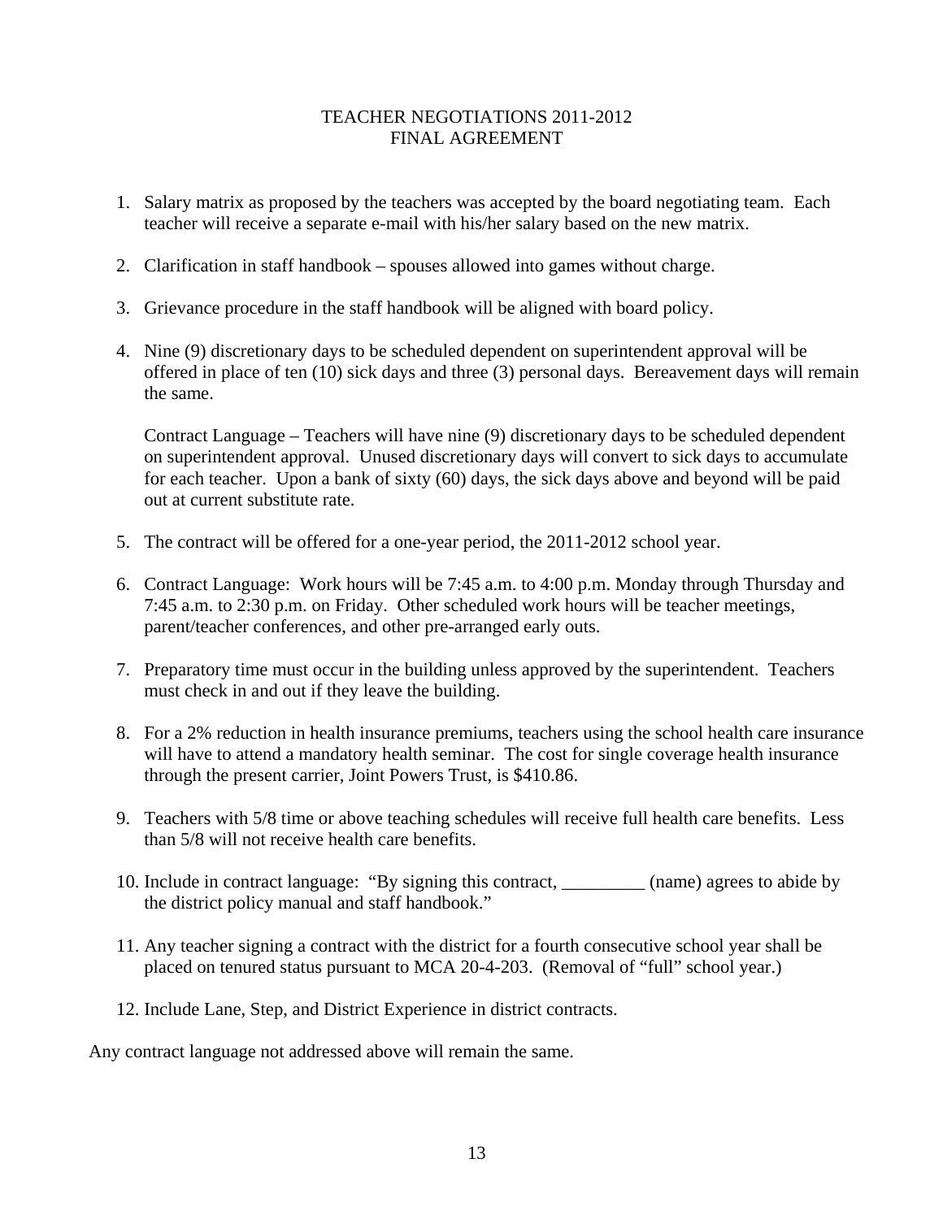# TEACHER NEGOTIATIONS 2011-2012
# FINAL AGREEMENT

1. Salary matrix as proposed by the teachers was accepted by the board negotiating team. Each teacher will receive a separate e-mail with his/her salary based on the new matrix.

2. Clarification in staff handbook – spouses allowed into games without charge.

3. Grievance procedure in the staff handbook will be aligned with board policy.

4. Nine (9) discretionary days to be scheduled dependent on superintendent approval will be offered in place of ten (10) sick days and three (3) personal days. Bereavement days will remain the same.

   Contract Language – Teachers will have nine (9) discretionary days to be scheduled dependent on superintendent approval. Unused discretionary days will convert to sick days to accumulate for each teacher. Upon a bank of sixty (60) days, the sick days above and beyond will be paid out at current substitute rate.

5. The contract will be offered for a one-year period, the 2011-2012 school year.

6. Contract Language: Work hours will be 7:45 a.m. to 4:00 p.m. Monday through Thursday and 7:45 a.m. to 2:30 p.m. on Friday. Other scheduled work hours will be teacher meetings, parent/teacher conferences, and other pre-arranged early outs.

7. Preparatory time must occur in the building unless approved by the superintendent. Teachers must check in and out if they leave the building.

8. For a 2% reduction in health insurance premiums, teachers using the school health care insurance will have to attend a mandatory health seminar. The cost for single coverage health insurance through the present carrier, Joint Powers Trust, is $410.86.

9. Teachers with 5/8 time or above teaching schedules will receive full health care benefits. Less than 5/8 will not receive health care benefits.

10. Include in contract language: "By signing this contract, _________ (name) agrees to abide by the district policy manual and staff handbook."

11. Any teacher signing a contract with the district for a fourth consecutive school year shall be placed on tenured status pursuant to MCA 20-4-203. (Removal of "full" school year.)

12. Include Lane, Step, and District Experience in district contracts.

Any contract language not addressed above will remain the same.